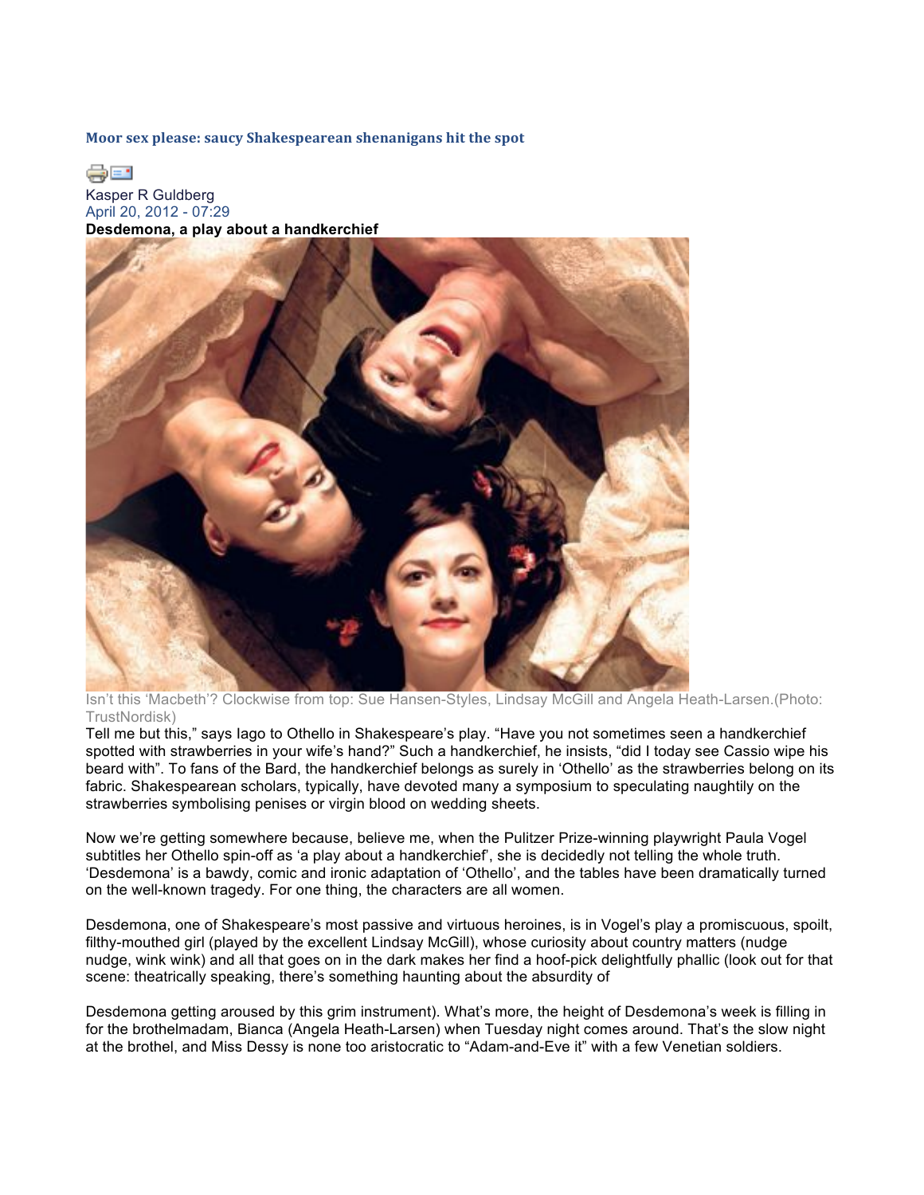## Moor sex please: saucy Shakespearean shenanigans hit the spot

Kasper R Guldberg
April 20, 2012 - 07:29

**Desdemona, a play about a handkerchief**

Isn't this 'Macbeth'? Clockwise from top: Sue Hansen-Styles, Lindsay McGill and Angela Heath-Larsen.(Photo: TrustNordisk)

Tell me but this," says Iago to Othello in Shakespeare's play. "Have you not sometimes seen a handkerchief spotted with strawberries in your wife's hand?" Such a handkerchief, he insists, "did I today see Cassio wipe his beard with". To fans of the Bard, the handkerchief belongs as surely in 'Othello' as the strawberries belong on its fabric. Shakespearean scholars, typically, have devoted many a symposium to speculating naughtily on the strawberries symbolising penises or virgin blood on wedding sheets.

Now we're getting somewhere because, believe me, when the Pulitzer Prize-winning playwright Paula Vogel subtitles her Othello spin-off as 'a play about a handkerchief', she is decidedly not telling the whole truth. 'Desdemona' is a bawdy, comic and ironic adaptation of 'Othello', and the tables have been dramatically turned on the well-known tragedy. For one thing, the characters are all women.

Desdemona, one of Shakespeare's most passive and virtuous heroines, is in Vogel's play a promiscuous, spoilt, filthy-mouthed girl (played by the excellent Lindsay McGill), whose curiosity about country matters (nudge nudge, wink wink) and all that goes on in the dark makes her find a hoof-pick delightfully phallic (look out for that scene: theatrically speaking, there's something haunting about the absurdity of

Desdemona getting aroused by this grim instrument). What's more, the height of Desdemona's week is filling in for the brothelmadam, Bianca (Angela Heath-Larsen) when Tuesday night comes around. That's the slow night at the brothel, and Miss Dessy is none too aristocratic to "Adam-and-Eve it" with a few Venetian soldiers.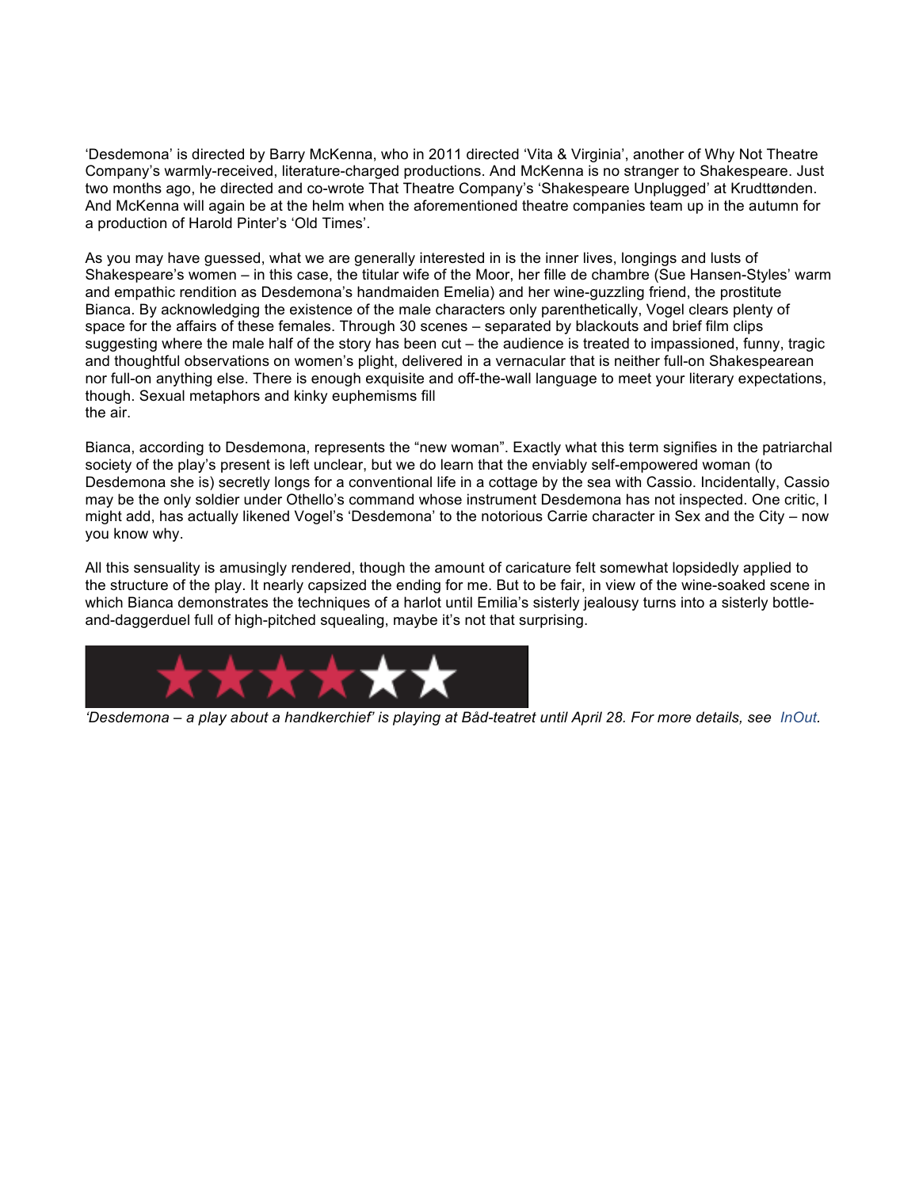'Desdemona' is directed by Barry McKenna, who in 2011 directed 'Vita & Virginia', another of Why Not Theatre Company's warmly-received, literature-charged productions. And McKenna is no stranger to Shakespeare. Just two months ago, he directed and co-wrote That Theatre Company's 'Shakespeare Unplugged' at Krudttønden. And McKenna will again be at the helm when the aforementioned theatre companies team up in the autumn for a production of Harold Pinter's 'Old Times'.

As you may have guessed, what we are generally interested in is the inner lives, longings and lusts of Shakespeare's women – in this case, the titular wife of the Moor, her fille de chambre (Sue Hansen-Styles' warm and empathic rendition as Desdemona's handmaiden Emelia) and her wine-guzzling friend, the prostitute Bianca. By acknowledging the existence of the male characters only parenthetically, Vogel clears plenty of space for the affairs of these females. Through 30 scenes – separated by blackouts and brief film clips suggesting where the male half of the story has been cut – the audience is treated to impassioned, funny, tragic and thoughtful observations on women's plight, delivered in a vernacular that is neither full-on Shakespearean nor full-on anything else. There is enough exquisite and off-the-wall language to meet your literary expectations, though. Sexual metaphors and kinky euphemisms fill the air.

Bianca, according to Desdemona, represents the "new woman". Exactly what this term signifies in the patriarchal society of the play's present is left unclear, but we do learn that the enviably self-empowered woman (to Desdemona she is) secretly longs for a conventional life in a cottage by the sea with Cassio. Incidentally, Cassio may be the only soldier under Othello's command whose instrument Desdemona has not inspected. One critic, I might add, has actually likened Vogel's 'Desdemona' to the notorious Carrie character in Sex and the City – now you know why.

All this sensuality is amusingly rendered, though the amount of caricature felt somewhat lopsidedly applied to the structure of the play. It nearly capsized the ending for me. But to be fair, in view of the wine-soaked scene in which Bianca demonstrates the techniques of a harlot until Emilia's sisterly jealousy turns into a sisterly bottle-and-daggerduel full of high-pitched squealing, maybe it's not that surprising.

★★★★☆☆

*'Desdemona – a play about a handkerchief' is playing at Båd-teatret until April 28. For more details, see InOut.*